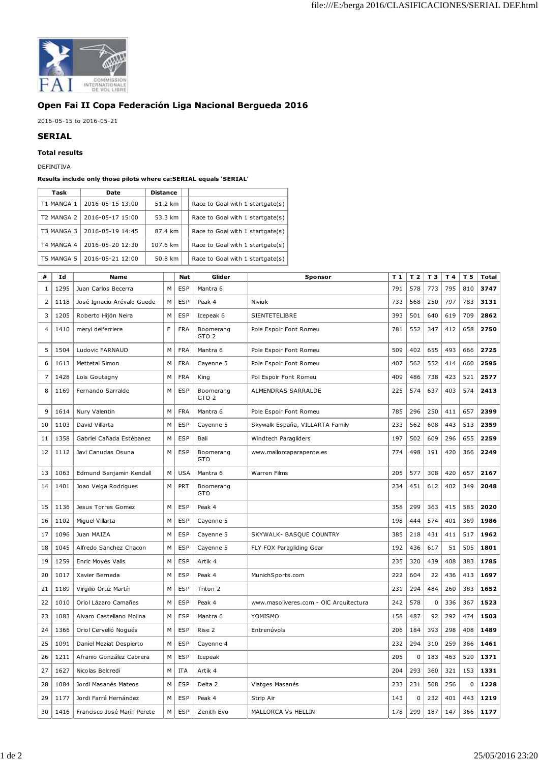## Open Fai II Copa Federación Liga Nacional Bergueda 2016

2016-05-15 to 2016-05-21

## SERIAL

### Total results

DEFINITIVA

**Results include only those pilots where ca:SERIAL equals 'SERIAL'**

| Task | Date | Distance | | |
|---|---|---|---|---|
| T1 MANGA 1 | 2016-05-15 13:00 | 51.2 km | | Race to Goal with 1 startgate(s) |
| T2 MANGA 2 | 2016-05-17 15:00 | 53.3 km | | Race to Goal with 1 startgate(s) |
| T3 MANGA 3 | 2016-05-19 14:45 | 87.4 km | | Race to Goal with 1 startgate(s) |
| T4 MANGA 4 | 2016-05-20 12:30 | 107.6 km | | Race to Goal with 1 startgate(s) |
| T5 MANGA 5 | 2016-05-21 12:00 | 50.8 km | | Race to Goal with 1 startgate(s) |

| # | Id | Name | | Nat | Glider | Sponsor | T 1 | T 2 | T 3 | T 4 | T 5 | Total |
|---|---|---|---|---|---|---|---|---|---|---|---|---|
| 1 | 1295 | Juan Carlos Becerra | M | ESP | Mantra 6 | | 791 | 578 | 773 | 795 | 810 | **3747** |
| 2 | 1118 | José Ignacio Arévalo Guede | M | ESP | Peak 4 | Niviuk | 733 | 568 | 250 | 797 | 783 | **3131** |
| 3 | 1205 | Roberto Hijón Neira | M | ESP | Icepeak 6 | SIENTETELIBRE | 393 | 501 | 640 | 619 | 709 | **2862** |
| 4 | 1410 | meryl delferriere | F | FRA | Boomerang GTO 2 | Pole Espoir Font Romeu | 781 | 552 | 347 | 412 | 658 | **2750** |
| 5 | 1504 | Ludovic FARNAUD | M | FRA | Mantra 6 | Pole Espoir Font Romeu | 509 | 402 | 655 | 493 | 666 | **2725** |
| 6 | 1613 | Mettetal Simon | M | FRA | Cayenne 5 | Pole Espoir Font Romeu | 407 | 562 | 552 | 414 | 660 | **2595** |
| 7 | 1428 | Loïs Goutagny | M | FRA | King | Pol Espoir Font Romeu | 409 | 486 | 738 | 423 | 521 | **2577** |
| 8 | 1169 | Fernando Sarralde | M | ESP | Boomerang GTO 2 | ALMENDRAS SARRALDE | 225 | 574 | 637 | 403 | 574 | **2413** |
| 9 | 1614 | Nury Valentin | M | FRA | Mantra 6 | Pole Espoir Font Romeu | 785 | 296 | 250 | 411 | 657 | **2399** |
| 10 | 1103 | David Villarta | M | ESP | Cayenne 5 | Skywalk España, VILLARTA Family | 233 | 562 | 608 | 443 | 513 | **2359** |
| 11 | 1358 | Gabriel Cañada Estébanez | M | ESP | Bali | Windtech Paragliders | 197 | 502 | 609 | 296 | 655 | **2259** |
| 12 | 1112 | Javi Canudas Osuna | M | ESP | Boomerang GTO | www.mallorcaparapente.es | 774 | 498 | 191 | 420 | 366 | **2249** |
| 13 | 1063 | Edmund Benjamin Kendall | M | USA | Mantra 6 | Warren Films | 205 | 577 | 308 | 420 | 657 | **2167** |
| 14 | 1401 | Joao Veiga Rodrigues | M | PRT | Boomerang GTO | | 234 | 451 | 612 | 402 | 349 | **2048** |
| 15 | 1136 | Jesus Torres Gomez | M | ESP | Peak 4 | | 358 | 299 | 363 | 415 | 585 | **2020** |
| 16 | 1102 | Miguel Villarta | M | ESP | Cayenne 5 | | 198 | 444 | 574 | 401 | 369 | **1986** |
| 17 | 1096 | Juan MAIZA | M | ESP | Cayenne 5 | SKYWALK- BASQUE COUNTRY | 385 | 218 | 431 | 411 | 517 | **1962** |
| 18 | 1045 | Alfredo Sanchez Chacon | M | ESP | Cayenne 5 | FLY FOX Paragliding Gear | 192 | 436 | 617 | 51 | 505 | **1801** |
| 19 | 1259 | Enric Moyés Valls | M | ESP | Artik 4 | | 235 | 320 | 439 | 408 | 383 | **1785** |
| 20 | 1017 | Xavier Berneda | M | ESP | Peak 4 | MunichSports.com | 222 | 604 | 22 | 436 | 413 | **1697** |
| 21 | 1189 | Virgilio Ortiz Martín | M | ESP | Triton 2 | | 231 | 294 | 484 | 260 | 383 | **1652** |
| 22 | 1010 | Oriol Lázaro Camañes | M | ESP | Peak 4 | www.masoliveres.com - OIC Arquitectura | 242 | 578 | 0 | 336 | 367 | **1523** |
| 23 | 1083 | Alvaro Castellano Molina | M | ESP | Mantra 6 | YOMISMO | 158 | 487 | 92 | 292 | 474 | **1503** |
| 24 | 1366 | Oriol Cervelló Nogués | M | ESP | Rise 2 | Entrenúvols | 206 | 184 | 393 | 298 | 408 | **1489** |
| 25 | 1091 | Daniel Meziat Despierto | M | ESP | Cayenne 4 | | 232 | 294 | 310 | 259 | 366 | **1461** |
| 26 | 1211 | Afranio González Cabrera | M | ESP | Icepeak | | 205 | 0 | 183 | 463 | 520 | **1371** |
| 27 | 1627 | Nicolas Belcredi | M | ITA | Artik 4 | | 204 | 293 | 360 | 321 | 153 | **1331** |
| 28 | 1084 | Jordi Masanés Mateos | M | ESP | Delta 2 | Viatges Masanés | 233 | 231 | 508 | 256 | 0 | **1228** |
| 29 | 1177 | Jordi Farré Hernández | M | ESP | Peak 4 | Strip Air | 143 | 0 | 232 | 401 | 443 | **1219** |
| 30 | 1416 | Francisco José Marín Perete | M | ESP | Zenith Evo | MALLORCA Vs HELLIN | 178 | 299 | 187 | 147 | 366 | **1177** |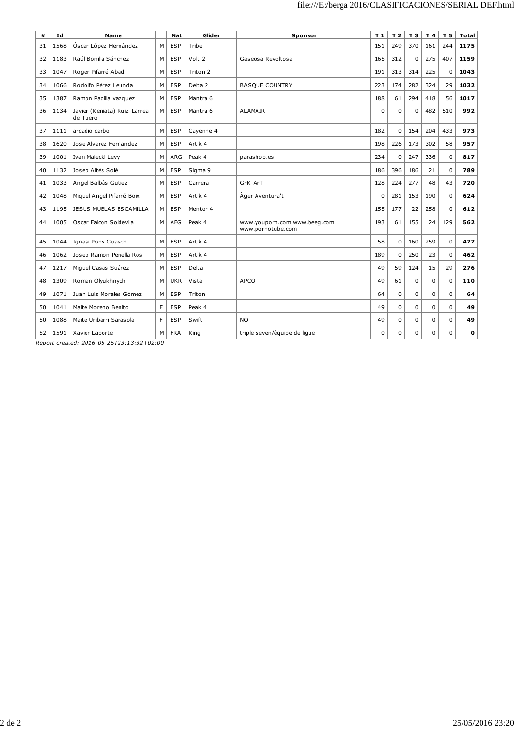| # | Id | Name | | Nat | Glider | Sponsor | T 1 | T 2 | T 3 | T 4 | T 5 | Total |
|---|---|---|---|---|---|---|---|---|---|---|---|---|
| 31 | 1568 | Óscar López Hernández | M | ESP | Tribe | | 151 | 249 | 370 | 161 | 244 | **1175** |
| 32 | 1183 | Raúl Bonilla Sánchez | M | ESP | Volt 2 | Gaseosa Revoltosa | 165 | 312 | 0 | 275 | 407 | **1159** |
| 33 | 1047 | Roger Pifarré Abad | M | ESP | Triton 2 | | 191 | 313 | 314 | 225 | 0 | **1043** |
| 34 | 1066 | Rodolfo Pérez Leunda | M | ESP | Delta 2 | BASQUE COUNTRY | 223 | 174 | 282 | 324 | 29 | **1032** |
| 35 | 1387 | Ramon Padilla vazquez | M | ESP | Mantra 6 | | 188 | 61 | 294 | 418 | 56 | **1017** |
| 36 | 1134 | Javier (Keniata) Ruiz-Larrea de Tuero | M | ESP | Mantra 6 | ALAMAIR | 0 | 0 | 0 | 482 | 510 | **992** |
| 37 | 1111 | arcadio carbo | M | ESP | Cayenne 4 | | 182 | 0 | 154 | 204 | 433 | **973** |
| 38 | 1620 | Jose Alvarez Fernandez | M | ESP | Artik 4 | | 198 | 226 | 173 | 302 | 58 | **957** |
| 39 | 1001 | Ivan Malecki Levy | M | ARG | Peak 4 | parashop.es | 234 | 0 | 247 | 336 | 0 | **817** |
| 40 | 1132 | Josep Altés Solé | M | ESP | Sigma 9 | | 186 | 396 | 186 | 21 | 0 | **789** |
| 41 | 1033 | Angel Balbás Gutiez | M | ESP | Carrera | GrK-ArT | 128 | 224 | 277 | 48 | 43 | **720** |
| 42 | 1048 | Miquel Angel Pifarré Boix | M | ESP | Artik 4 | Àger Aventura't | 0 | 281 | 153 | 190 | 0 | **624** |
| 43 | 1195 | JESUS MUELAS ESCAMILLA | M | ESP | Mentor 4 | | 155 | 177 | 22 | 258 | 0 | **612** |
| 44 | 1005 | Oscar Falcon Soldevila | M | AFG | Peak 4 | www.youporn.com www.beeg.com www.pornotube.com | 193 | 61 | 155 | 24 | 129 | **562** |
| 45 | 1044 | Ignasi Pons Guasch | M | ESP | Artik 4 | | 58 | 0 | 160 | 259 | 0 | **477** |
| 46 | 1062 | Josep Ramon Penella Ros | M | ESP | Artik 4 | | 189 | 0 | 250 | 23 | 0 | **462** |
| 47 | 1217 | Miguel Casas Suárez | M | ESP | Delta | | 49 | 59 | 124 | 15 | 29 | **276** |
| 48 | 1309 | Roman Olyukhnych | M | UKR | Vista | APCO | 49 | 61 | 0 | 0 | 0 | **110** |
| 49 | 1071 | Juan Luis Morales Gómez | M | ESP | Triton | | 64 | 0 | 0 | 0 | 0 | **64** |
| 50 | 1041 | Maite Moreno Benito | F | ESP | Peak 4 | | 49 | 0 | 0 | 0 | 0 | **49** |
| 50 | 1088 | Maite Uribarri Sarasola | F | ESP | Swift | NO | 49 | 0 | 0 | 0 | 0 | **49** |
| 52 | 1591 | Xavier Laporte | M | FRA | King | triple seven/équipe de ligue | 0 | 0 | 0 | 0 | 0 | **0** |

*Report created: 2016-05-25T23:13:32+02:00*